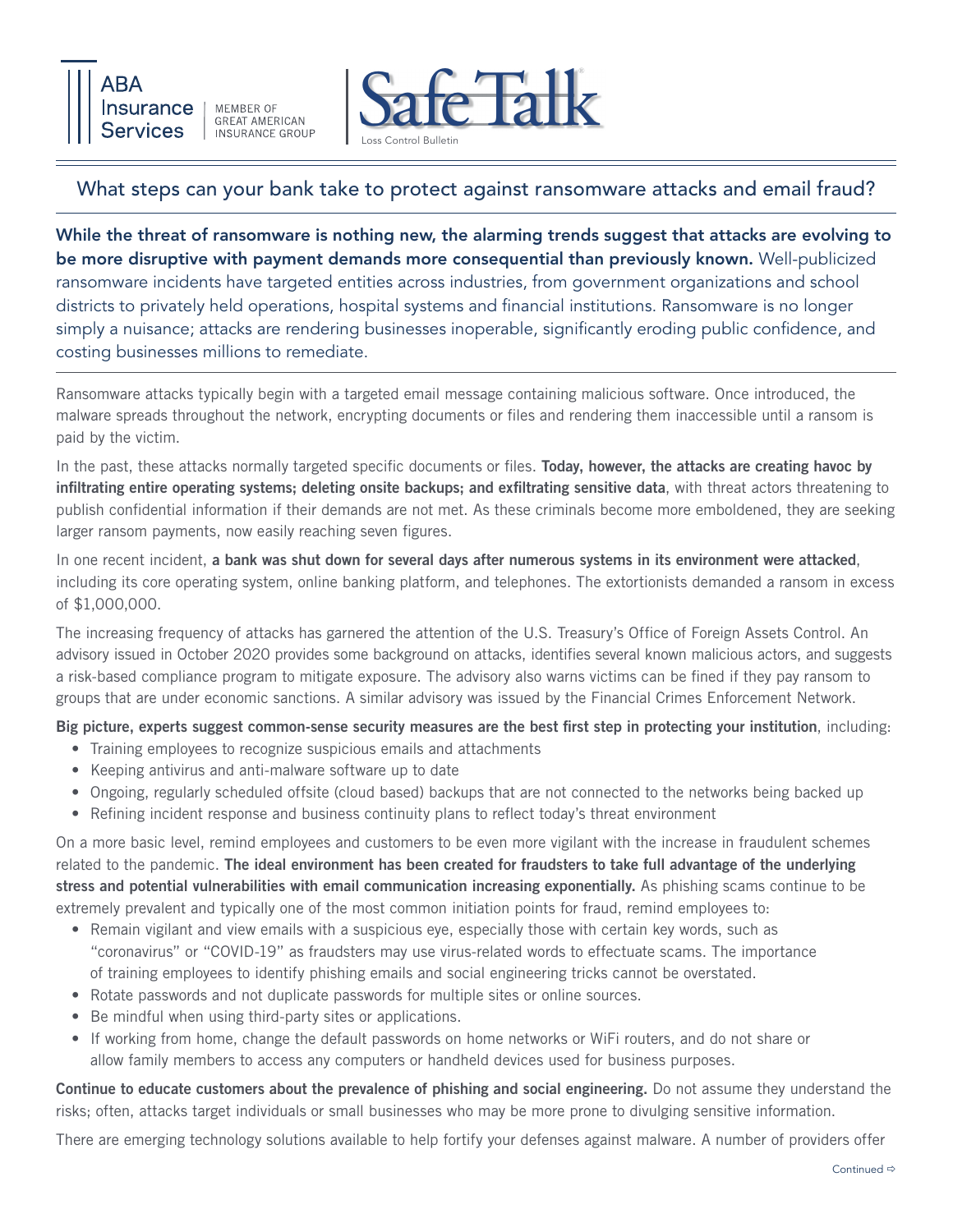ABA Insurance Services | MEMBER OF GREAT AMERICAN INSURANCE GROUP

Safe Talk®
Loss Control Bulletin

## What steps can your bank take to protect against ransomware attacks and email fraud?

**While the threat of ransomware is nothing new, the alarming trends suggest that attacks are evolving to be more disruptive with payment demands more consequential than previously known.** Well-publicized ransomware incidents have targeted entities across industries, from government organizations and school districts to privately held operations, hospital systems and financial institutions. Ransomware is no longer simply a nuisance; attacks are rendering businesses inoperable, significantly eroding public confidence, and costing businesses millions to remediate.

Ransomware attacks typically begin with a targeted email message containing malicious software. Once introduced, the malware spreads throughout the network, encrypting documents or files and rendering them inaccessible until a ransom is paid by the victim.

In the past, these attacks normally targeted specific documents or files. **Today, however, the attacks are creating havoc by infiltrating entire operating systems; deleting onsite backups; and exfiltrating sensitive data**, with threat actors threatening to publish confidential information if their demands are not met. As these criminals become more emboldened, they are seeking larger ransom payments, now easily reaching seven figures.

In one recent incident, **a bank was shut down for several days after numerous systems in its environment were attacked**, including its core operating system, online banking platform, and telephones. The extortionists demanded a ransom in excess of $1,000,000.

The increasing frequency of attacks has garnered the attention of the U.S. Treasury's Office of Foreign Assets Control. An advisory issued in October 2020 provides some background on attacks, identifies several known malicious actors, and suggests a risk-based compliance program to mitigate exposure. The advisory also warns victims can be fined if they pay ransom to groups that are under economic sanctions. A similar advisory was issued by the Financial Crimes Enforcement Network.

**Big picture, experts suggest common-sense security measures are the best first step in protecting your institution**, including:

- Training employees to recognize suspicious emails and attachments
- Keeping antivirus and anti-malware software up to date
- Ongoing, regularly scheduled offsite (cloud based) backups that are not connected to the networks being backed up
- Refining incident response and business continuity plans to reflect today's threat environment

On a more basic level, remind employees and customers to be even more vigilant with the increase in fraudulent schemes related to the pandemic. **The ideal environment has been created for fraudsters to take full advantage of the underlying stress and potential vulnerabilities with email communication increasing exponentially.** As phishing scams continue to be extremely prevalent and typically one of the most common initiation points for fraud, remind employees to:

- Remain vigilant and view emails with a suspicious eye, especially those with certain key words, such as "coronavirus" or "COVID-19" as fraudsters may use virus-related words to effectuate scams. The importance of training employees to identify phishing emails and social engineering tricks cannot be overstated.
- Rotate passwords and not duplicate passwords for multiple sites or online sources.
- Be mindful when using third-party sites or applications.
- If working from home, change the default passwords on home networks or WiFi routers, and do not share or allow family members to access any computers or handheld devices used for business purposes.

**Continue to educate customers about the prevalence of phishing and social engineering.** Do not assume they understand the risks; often, attacks target individuals or small businesses who may be more prone to divulging sensitive information.

There are emerging technology solutions available to help fortify your defenses against malware. A number of providers offer

Continued ⇨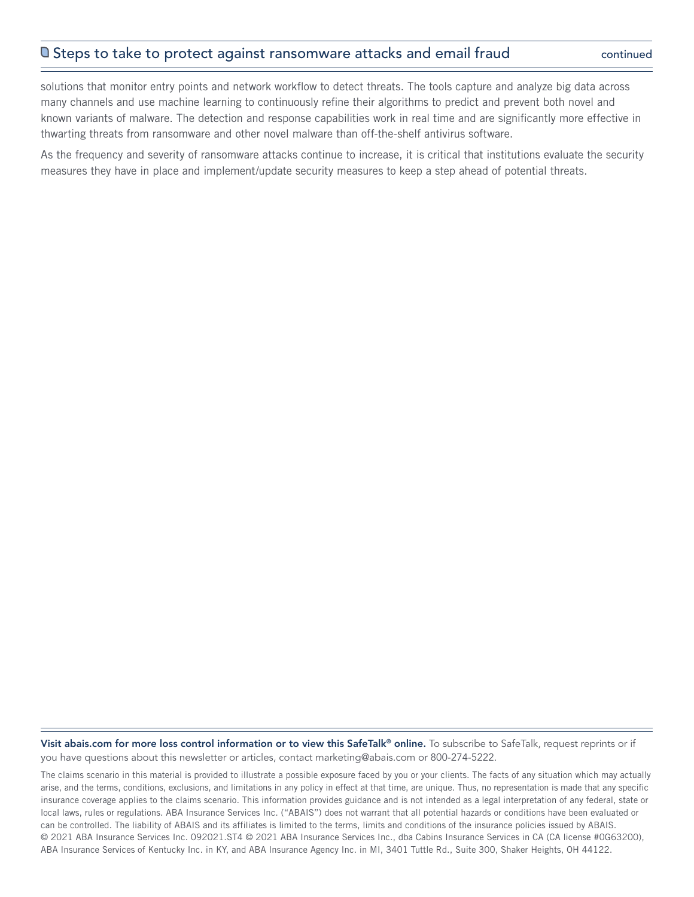solutions that monitor entry points and network workflow to detect threats. The tools capture and analyze big data across many channels and use machine learning to continuously refine their algorithms to predict and prevent both novel and known variants of malware. The detection and response capabilities work in real time and are significantly more effective in thwarting threats from ransomware and other novel malware than off-the-shelf antivirus software.

As the frequency and severity of ransomware attacks continue to increase, it is critical that institutions evaluate the security measures they have in place and implement/update security measures to keep a step ahead of potential threats.

---

**Visit abais.com for more loss control information or to view this SafeTalk® online.** To subscribe to SafeTalk, request reprints or if you have questions about this newsletter or articles, contact marketing@abais.com or 800-274-5222.

The claims scenario in this material is provided to illustrate a possible exposure faced by you or your clients. The facts of any situation which may actually arise, and the terms, conditions, exclusions, and limitations in any policy in effect at that time, are unique. Thus, no representation is made that any specific insurance coverage applies to the claims scenario. This information provides guidance and is not intended as a legal interpretation of any federal, state or local laws, rules or regulations. ABA Insurance Services Inc. ("ABAIS") does not warrant that all potential hazards or conditions have been evaluated or can be controlled. The liability of ABAIS and its affiliates is limited to the terms, limits and conditions of the insurance policies issued by ABAIS. © 2021 ABA Insurance Services Inc. 092021.ST4 © 2021 ABA Insurance Services Inc., dba Cabins Insurance Services in CA (CA license #0G63200), ABA Insurance Services of Kentucky Inc. in KY, and ABA Insurance Agency Inc. in MI, 3401 Tuttle Rd., Suite 300, Shaker Heights, OH 44122.